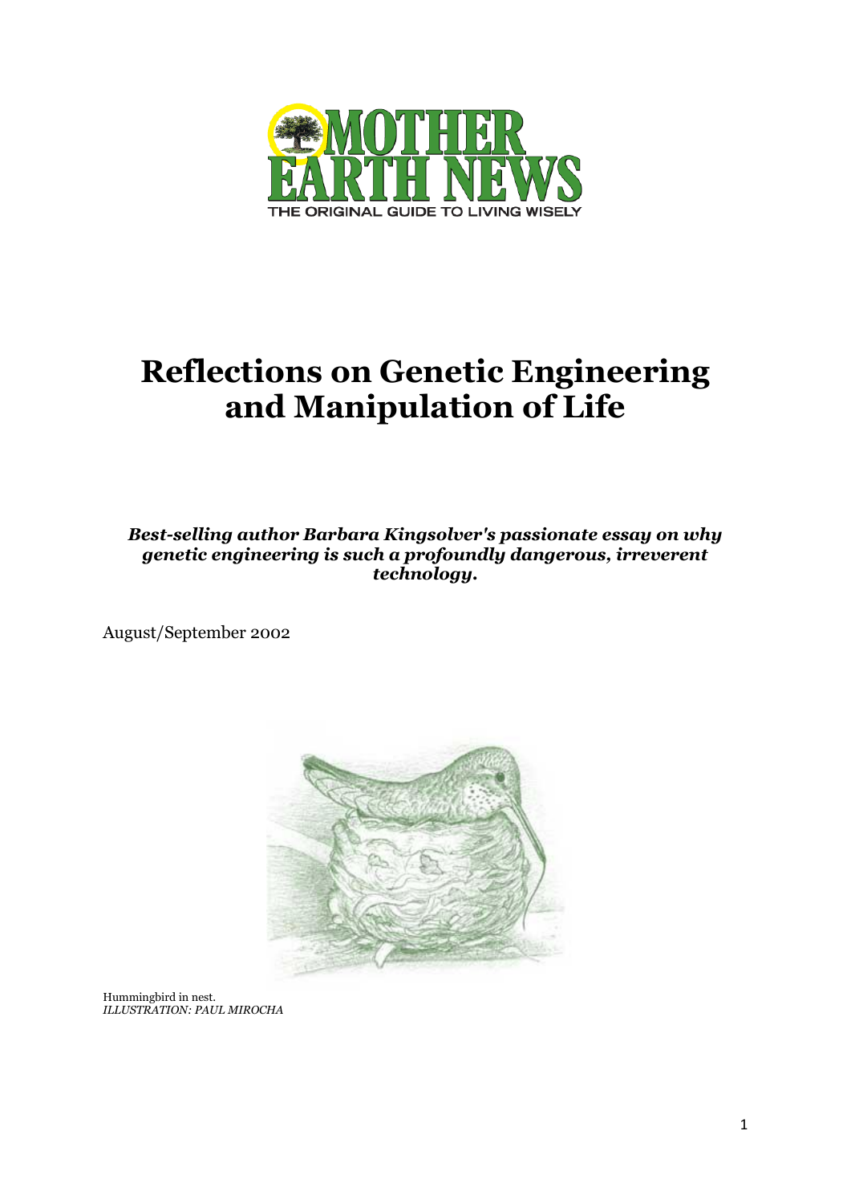# Reflections on Genetic Engineering and Manipulation of Life

***Best-selling author Barbara Kingsolver's passionate essay on why genetic engineering is such a profoundly dangerous, irreverent technology.***

August/September 2002

Hummingbird in nest.
*ILLUSTRATION: PAUL MIROCHA*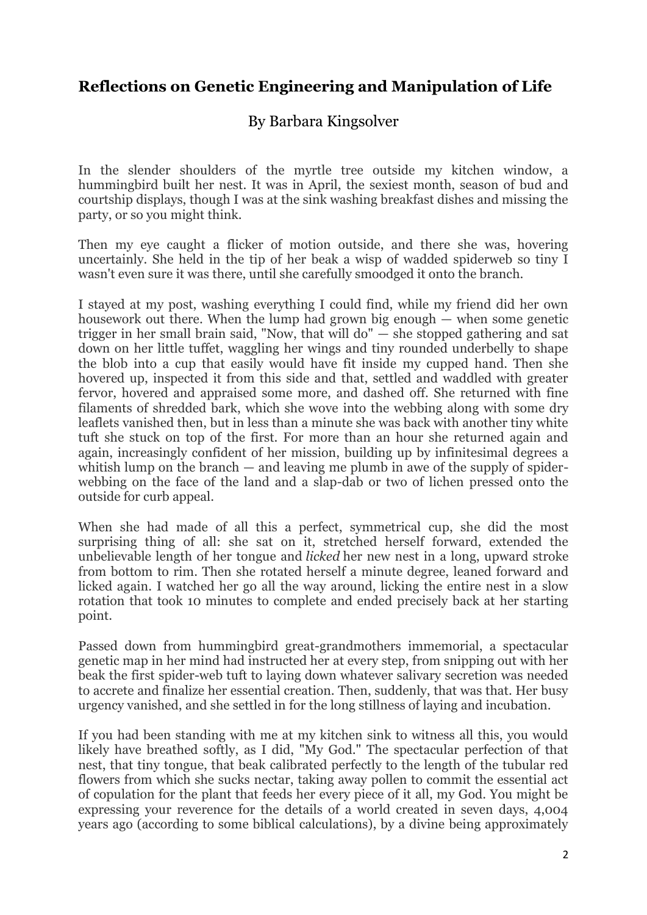## Reflections on Genetic Engineering and Manipulation of Life

By Barbara Kingsolver

In the slender shoulders of the myrtle tree outside my kitchen window, a hummingbird built her nest. It was in April, the sexiest month, season of bud and courtship displays, though I was at the sink washing breakfast dishes and missing the party, or so you might think.

Then my eye caught a flicker of motion outside, and there she was, hovering uncertainly. She held in the tip of her beak a wisp of wadded spiderweb so tiny I wasn't even sure it was there, until she carefully smoodged it onto the branch.

I stayed at my post, washing everything I could find, while my friend did her own housework out there. When the lump had grown big enough — when some genetic trigger in her small brain said, "Now, that will do" — she stopped gathering and sat down on her little tuffet, waggling her wings and tiny rounded underbelly to shape the blob into a cup that easily would have fit inside my cupped hand. Then she hovered up, inspected it from this side and that, settled and waddled with greater fervor, hovered and appraised some more, and dashed off. She returned with fine filaments of shredded bark, which she wove into the webbing along with some dry leaflets vanished then, but in less than a minute she was back with another tiny white tuft she stuck on top of the first. For more than an hour she returned again and again, increasingly confident of her mission, building up by infinitesimal degrees a whitish lump on the branch — and leaving me plumb in awe of the supply of spider-webbing on the face of the land and a slap-dab or two of lichen pressed onto the outside for curb appeal.

When she had made of all this a perfect, symmetrical cup, she did the most surprising thing of all: she sat on it, stretched herself forward, extended the unbelievable length of her tongue and *licked* her new nest in a long, upward stroke from bottom to rim. Then she rotated herself a minute degree, leaned forward and licked again. I watched her go all the way around, licking the entire nest in a slow rotation that took 10 minutes to complete and ended precisely back at her starting point.

Passed down from hummingbird great-grandmothers immemorial, a spectacular genetic map in her mind had instructed her at every step, from snipping out with her beak the first spider-web tuft to laying down whatever salivary secretion was needed to accrete and finalize her essential creation. Then, suddenly, that was that. Her busy urgency vanished, and she settled in for the long stillness of laying and incubation.

If you had been standing with me at my kitchen sink to witness all this, you would likely have breathed softly, as I did, "My God." The spectacular perfection of that nest, that tiny tongue, that beak calibrated perfectly to the length of the tubular red flowers from which she sucks nectar, taking away pollen to commit the essential act of copulation for the plant that feeds her every piece of it all, my God. You might be expressing your reverence for the details of a world created in seven days, 4,004 years ago (according to some biblical calculations), by a divine being approximately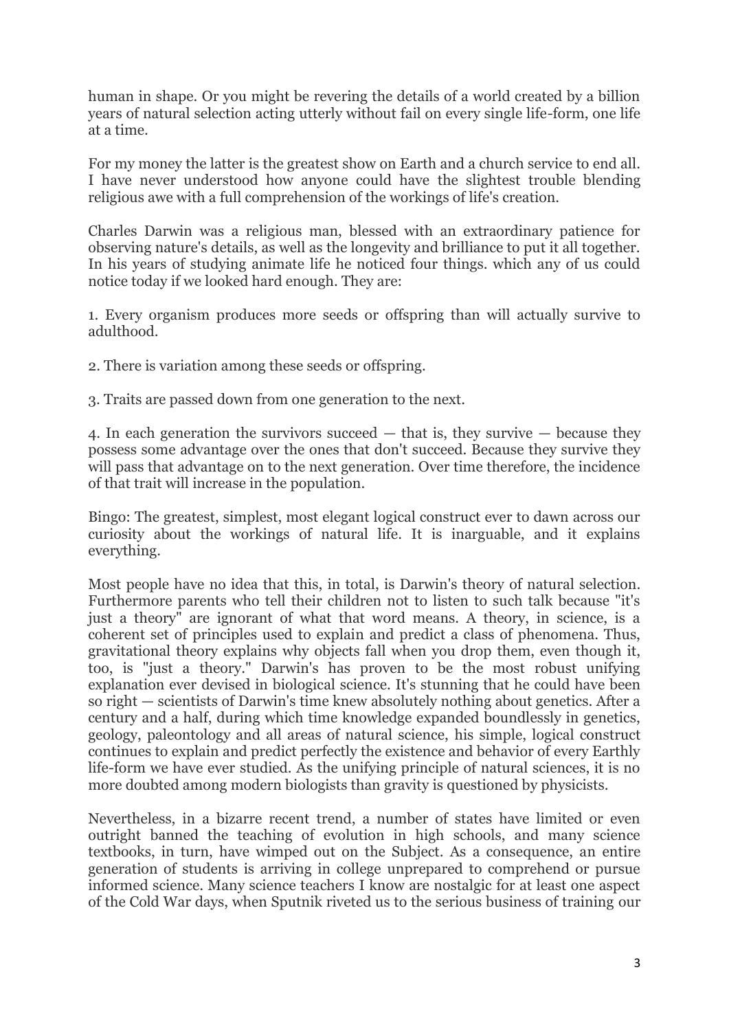human in shape. Or you might be revering the details of a world created by a billion years of natural selection acting utterly without fail on every single life-form, one life at a time.

For my money the latter is the greatest show on Earth and a church service to end all. I have never understood how anyone could have the slightest trouble blending religious awe with a full comprehension of the workings of life's creation.

Charles Darwin was a religious man, blessed with an extraordinary patience for observing nature's details, as well as the longevity and brilliance to put it all together. In his years of studying animate life he noticed four things. which any of us could notice today if we looked hard enough. They are:

1. Every organism produces more seeds or offspring than will actually survive to adulthood.

2. There is variation among these seeds or offspring.

3. Traits are passed down from one generation to the next.

4. In each generation the survivors succeed — that is, they survive — because they possess some advantage over the ones that don't succeed. Because they survive they will pass that advantage on to the next generation. Over time therefore, the incidence of that trait will increase in the population.

Bingo: The greatest, simplest, most elegant logical construct ever to dawn across our curiosity about the workings of natural life. It is inarguable, and it explains everything.

Most people have no idea that this, in total, is Darwin's theory of natural selection. Furthermore parents who tell their children not to listen to such talk because "it's just a theory" are ignorant of what that word means. A theory, in science, is a coherent set of principles used to explain and predict a class of phenomena. Thus, gravitational theory explains why objects fall when you drop them, even though it, too, is "just a theory." Darwin's has proven to be the most robust unifying explanation ever devised in biological science. It's stunning that he could have been so right — scientists of Darwin's time knew absolutely nothing about genetics. After a century and a half, during which time knowledge expanded boundlessly in genetics, geology, paleontology and all areas of natural science, his simple, logical construct continues to explain and predict perfectly the existence and behavior of every Earthly life-form we have ever studied. As the unifying principle of natural sciences, it is no more doubted among modern biologists than gravity is questioned by physicists.

Nevertheless, in a bizarre recent trend, a number of states have limited or even outright banned the teaching of evolution in high schools, and many science textbooks, in turn, have wimped out on the Subject. As a consequence, an entire generation of students is arriving in college unprepared to comprehend or pursue informed science. Many science teachers I know are nostalgic for at least one aspect of the Cold War days, when Sputnik riveted us to the serious business of training our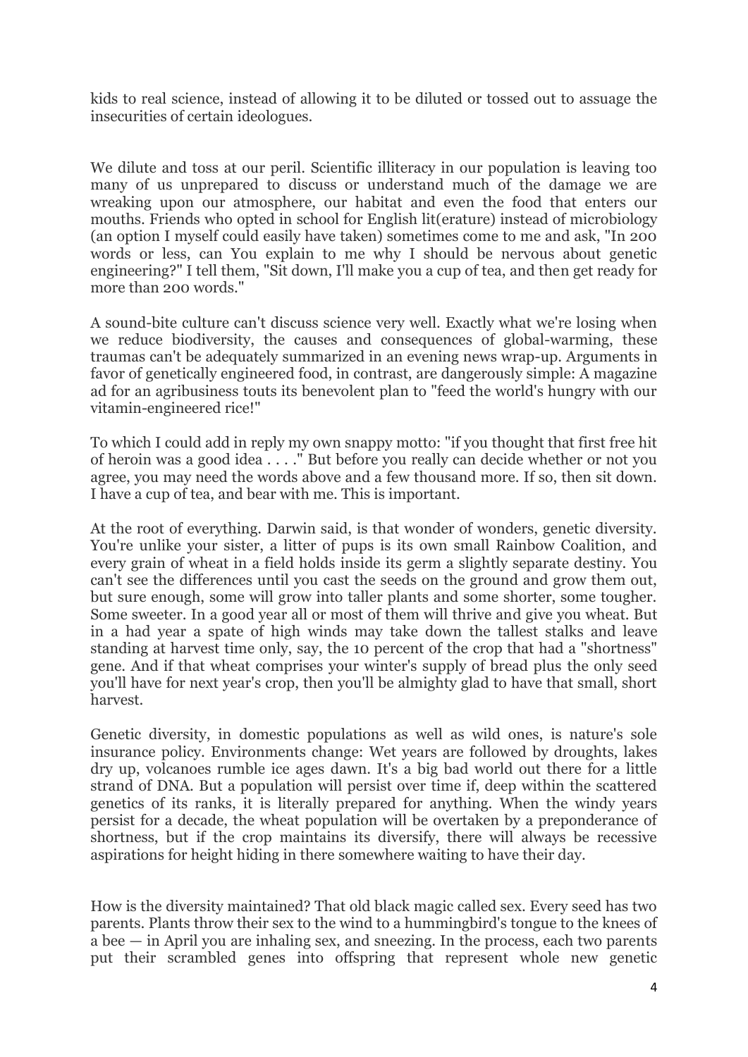kids to real science, instead of allowing it to be diluted or tossed out to assuage the insecurities of certain ideologues.

We dilute and toss at our peril. Scientific illiteracy in our population is leaving too many of us unprepared to discuss or understand much of the damage we are wreaking upon our atmosphere, our habitat and even the food that enters our mouths. Friends who opted in school for English lit(erature) instead of microbiology (an option I myself could easily have taken) sometimes come to me and ask, "In 200 words or less, can You explain to me why I should be nervous about genetic engineering?" I tell them, "Sit down, I'll make you a cup of tea, and then get ready for more than 200 words."

A sound-bite culture can't discuss science very well. Exactly what we're losing when we reduce biodiversity, the causes and consequences of global-warming, these traumas can't be adequately summarized in an evening news wrap-up. Arguments in favor of genetically engineered food, in contrast, are dangerously simple: A magazine ad for an agribusiness touts its benevolent plan to "feed the world's hungry with our vitamin-engineered rice!"

To which I could add in reply my own snappy motto: "if you thought that first free hit of heroin was a good idea . . . ." But before you really can decide whether or not you agree, you may need the words above and a few thousand more. If so, then sit down. I have a cup of tea, and bear with me. This is important.

At the root of everything. Darwin said, is that wonder of wonders, genetic diversity. You're unlike your sister, a litter of pups is its own small Rainbow Coalition, and every grain of wheat in a field holds inside its germ a slightly separate destiny. You can't see the differences until you cast the seeds on the ground and grow them out, but sure enough, some will grow into taller plants and some shorter, some tougher. Some sweeter. In a good year all or most of them will thrive and give you wheat. But in a had year a spate of high winds may take down the tallest stalks and leave standing at harvest time only, say, the 10 percent of the crop that had a "shortness" gene. And if that wheat comprises your winter's supply of bread plus the only seed you'll have for next year's crop, then you'll be almighty glad to have that small, short harvest.

Genetic diversity, in domestic populations as well as wild ones, is nature's sole insurance policy. Environments change: Wet years are followed by droughts, lakes dry up, volcanoes rumble ice ages dawn. It's a big bad world out there for a little strand of DNA. But a population will persist over time if, deep within the scattered genetics of its ranks, it is literally prepared for anything. When the windy years persist for a decade, the wheat population will be overtaken by a preponderance of shortness, but if the crop maintains its diversify, there will always be recessive aspirations for height hiding in there somewhere waiting to have their day.

How is the diversity maintained? That old black magic called sex. Every seed has two parents. Plants throw their sex to the wind to a hummingbird's tongue to the knees of a bee — in April you are inhaling sex, and sneezing. In the process, each two parents put their scrambled genes into offspring that represent whole new genetic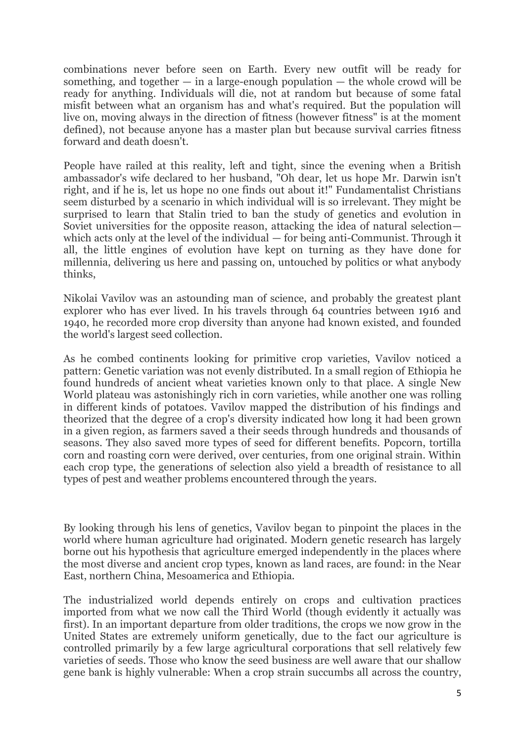combinations never before seen on Earth. Every new outfit will be ready for something, and together — in a large-enough population — the whole crowd will be ready for anything. Individuals will die, not at random but because of some fatal misfit between what an organism has and what's required. But the population will live on, moving always in the direction of fitness (however fitness" is at the moment defined), not because anyone has a master plan but because survival carries fitness forward and death doesn't.

People have railed at this reality, left and tight, since the evening when a British ambassador's wife declared to her husband, "Oh dear, let us hope Mr. Darwin isn't right, and if he is, let us hope no one finds out about it!" Fundamentalist Christians seem disturbed by a scenario in which individual will is so irrelevant. They might be surprised to learn that Stalin tried to ban the study of genetics and evolution in Soviet universities for the opposite reason, attacking the idea of natural selection— which acts only at the level of the individual — for being anti-Communist. Through it all, the little engines of evolution have kept on turning as they have done for millennia, delivering us here and passing on, untouched by politics or what anybody thinks,

Nikolai Vavilov was an astounding man of science, and probably the greatest plant explorer who has ever lived. In his travels through 64 countries between 1916 and 1940, he recorded more crop diversity than anyone had known existed, and founded the world's largest seed collection.

As he combed continents looking for primitive crop varieties, Vavilov noticed a pattern: Genetic variation was not evenly distributed. In a small region of Ethiopia he found hundreds of ancient wheat varieties known only to that place. A single New World plateau was astonishingly rich in corn varieties, while another one was rolling in different kinds of potatoes. Vavilov mapped the distribution of his findings and theorized that the degree of a crop's diversity indicated how long it had been grown in a given region, as farmers saved a their seeds through hundreds and thousands of seasons. They also saved more types of seed for different benefits. Popcorn, tortilla corn and roasting corn were derived, over centuries, from one original strain. Within each crop type, the generations of selection also yield a breadth of resistance to all types of pest and weather problems encountered through the years.

By looking through his lens of genetics, Vavilov began to pinpoint the places in the world where human agriculture had originated. Modern genetic research has largely borne out his hypothesis that agriculture emerged independently in the places where the most diverse and ancient crop types, known as land races, are found: in the Near East, northern China, Mesoamerica and Ethiopia.

The industrialized world depends entirely on crops and cultivation practices imported from what we now call the Third World (though evidently it actually was first). In an important departure from older traditions, the crops we now grow in the United States are extremely uniform genetically, due to the fact our agriculture is controlled primarily by a few large agricultural corporations that sell relatively few varieties of seeds. Those who know the seed business are well aware that our shallow gene bank is highly vulnerable: When a crop strain succumbs all across the country,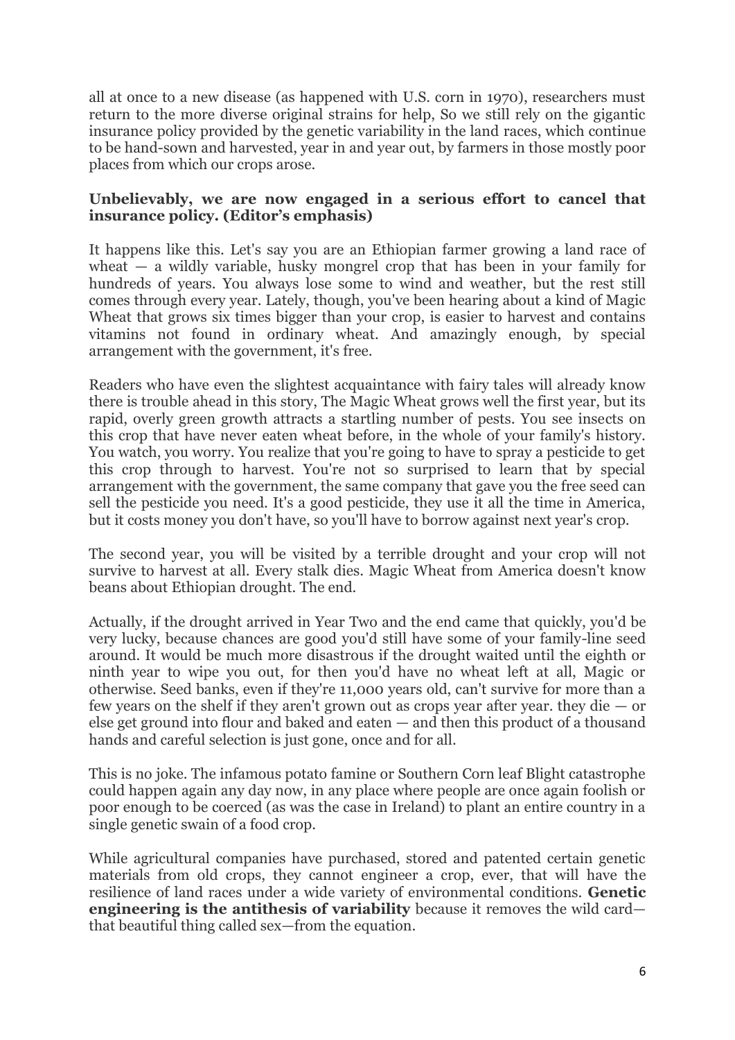all at once to a new disease (as happened with U.S. corn in 1970), researchers must return to the more diverse original strains for help, So we still rely on the gigantic insurance policy provided by the genetic variability in the land races, which continue to be hand-sown and harvested, year in and year out, by farmers in those mostly poor places from which our crops arose.

**Unbelievably, we are now engaged in a serious effort to cancel that insurance policy. (Editor's emphasis)**

It happens like this. Let's say you are an Ethiopian farmer growing a land race of wheat — a wildly variable, husky mongrel crop that has been in your family for hundreds of years. You always lose some to wind and weather, but the rest still comes through every year. Lately, though, you've been hearing about a kind of Magic Wheat that grows six times bigger than your crop, is easier to harvest and contains vitamins not found in ordinary wheat. And amazingly enough, by special arrangement with the government, it's free.

Readers who have even the slightest acquaintance with fairy tales will already know there is trouble ahead in this story, The Magic Wheat grows well the first year, but its rapid, overly green growth attracts a startling number of pests. You see insects on this crop that have never eaten wheat before, in the whole of your family's history. You watch, you worry. You realize that you're going to have to spray a pesticide to get this crop through to harvest. You're not so surprised to learn that by special arrangement with the government, the same company that gave you the free seed can sell the pesticide you need. It's a good pesticide, they use it all the time in America, but it costs money you don't have, so you'll have to borrow against next year's crop.

The second year, you will be visited by a terrible drought and your crop will not survive to harvest at all. Every stalk dies. Magic Wheat from America doesn't know beans about Ethiopian drought. The end.

Actually, if the drought arrived in Year Two and the end came that quickly, you'd be very lucky, because chances are good you'd still have some of your family-line seed around. It would be much more disastrous if the drought waited until the eighth or ninth year to wipe you out, for then you'd have no wheat left at all, Magic or otherwise. Seed banks, even if they're 11,000 years old, can't survive for more than a few years on the shelf if they aren't grown out as crops year after year. they die — or else get ground into flour and baked and eaten — and then this product of a thousand hands and careful selection is just gone, once and for all.

This is no joke. The infamous potato famine or Southern Corn leaf Blight catastrophe could happen again any day now, in any place where people are once again foolish or poor enough to be coerced (as was the case in Ireland) to plant an entire country in a single genetic swain of a food crop.

While agricultural companies have purchased, stored and patented certain genetic materials from old crops, they cannot engineer a crop, ever, that will have the resilience of land races under a wide variety of environmental conditions. **Genetic engineering is the antithesis of variability** because it removes the wild card—that beautiful thing called sex—from the equation.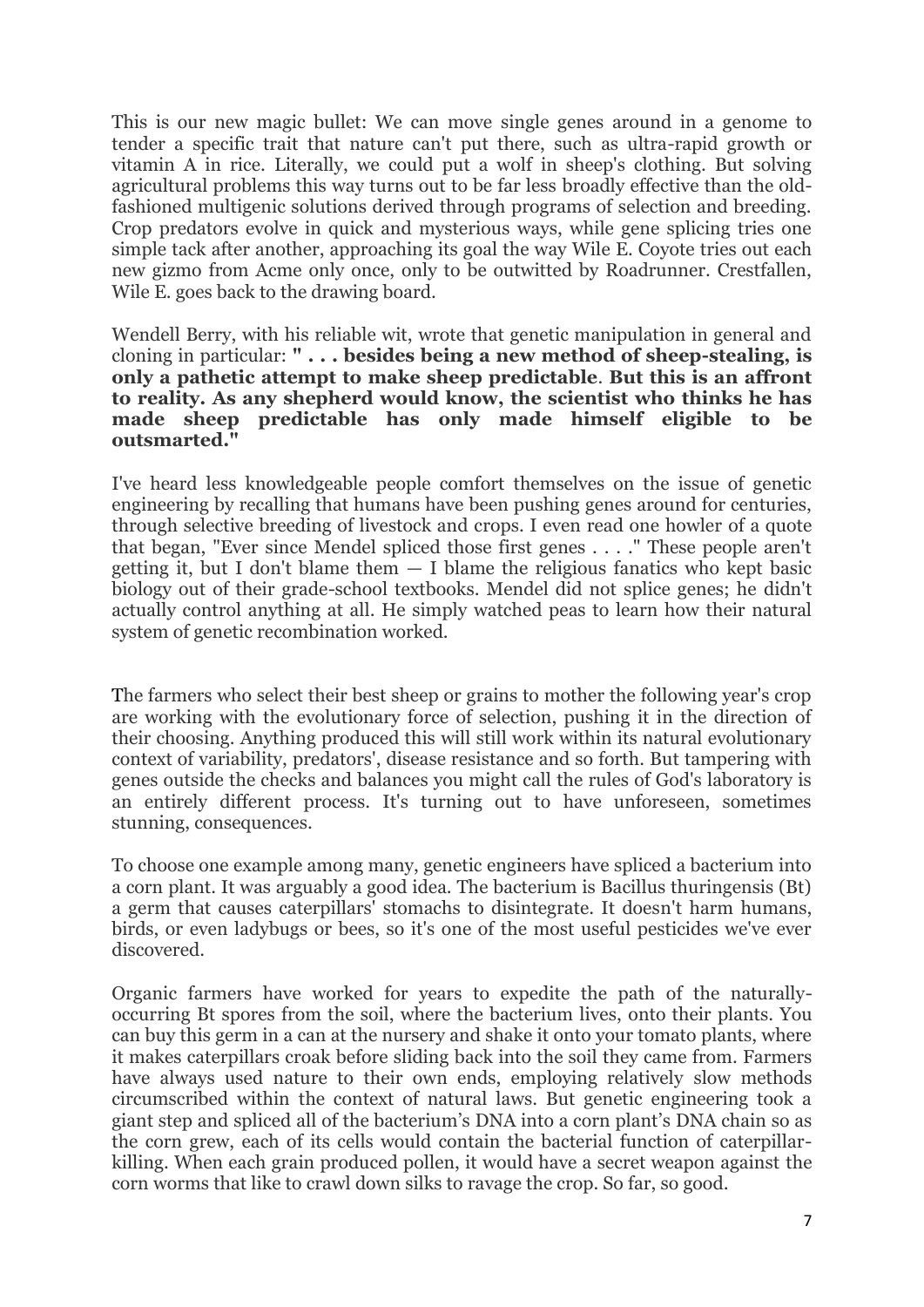This is our new magic bullet: We can move single genes around in a genome to tender a specific trait that nature can't put there, such as ultra-rapid growth or vitamin A in rice. Literally, we could put a wolf in sheep's clothing. But solving agricultural problems this way turns out to be far less broadly effective than the old-fashioned multigenic solutions derived through programs of selection and breeding. Crop predators evolve in quick and mysterious ways, while gene splicing tries one simple tack after another, approaching its goal the way Wile E. Coyote tries out each new gizmo from Acme only once, only to be outwitted by Roadrunner. Crestfallen, Wile E. goes back to the drawing board.

Wendell Berry, with his reliable wit, wrote that genetic manipulation in general and cloning in particular: **" . . . besides being a new method of sheep-stealing, is only a pathetic attempt to make sheep predictable**. **But this is an affront to reality. As any shepherd would know, the scientist who thinks he has made sheep predictable has only made himself eligible to be outsmarted."**

I've heard less knowledgeable people comfort themselves on the issue of genetic engineering by recalling that humans have been pushing genes around for centuries, through selective breeding of livestock and crops. I even read one howler of a quote that began, "Ever since Mendel spliced those first genes . . . ." These people aren't getting it, but I don't blame them — I blame the religious fanatics who kept basic biology out of their grade-school textbooks. Mendel did not splice genes; he didn't actually control anything at all. He simply watched peas to learn how their natural system of genetic recombination worked.

The farmers who select their best sheep or grains to mother the following year's crop are working with the evolutionary force of selection, pushing it in the direction of their choosing. Anything produced this will still work within its natural evolutionary context of variability, predators', disease resistance and so forth. But tampering with genes outside the checks and balances you might call the rules of God's laboratory is an entirely different process. It's turning out to have unforeseen, sometimes stunning, consequences.

To choose one example among many, genetic engineers have spliced a bacterium into a corn plant. It was arguably a good idea. The bacterium is Bacillus thuringensis (Bt) a germ that causes caterpillars' stomachs to disintegrate. It doesn't harm humans, birds, or even ladybugs or bees, so it's one of the most useful pesticides we've ever discovered.

Organic farmers have worked for years to expedite the path of the naturally-occurring Bt spores from the soil, where the bacterium lives, onto their plants. You can buy this germ in a can at the nursery and shake it onto your tomato plants, where it makes caterpillars croak before sliding back into the soil they came from. Farmers have always used nature to their own ends, employing relatively slow methods circumscribed within the context of natural laws. But genetic engineering took a giant step and spliced all of the bacterium's DNA into a corn plant's DNA chain so as the corn grew, each of its cells would contain the bacterial function of caterpillar-killing. When each grain produced pollen, it would have a secret weapon against the corn worms that like to crawl down silks to ravage the crop. So far, so good.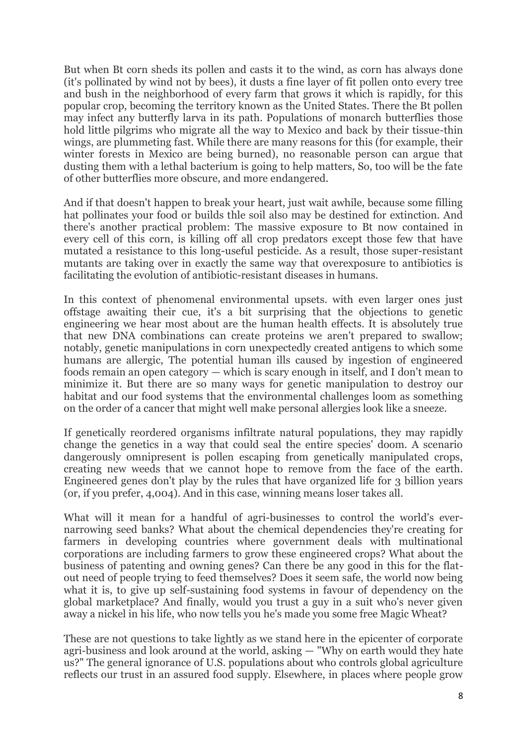But when Bt corn sheds its pollen and casts it to the wind, as corn has always done (it's pollinated by wind not by bees), it dusts a fine layer of fit pollen onto every tree and bush in the neighborhood of every farm that grows it which is rapidly, for this popular crop, becoming the territory known as the United States. There the Bt pollen may infect any butterfly larva in its path. Populations of monarch butterflies those hold little pilgrims who migrate all the way to Mexico and back by their tissue-thin wings, are plummeting fast. While there are many reasons for this (for example, their winter forests in Mexico are being burned), no reasonable person can argue that dusting them with a lethal bacterium is going to help matters, So, too will be the fate of other butterflies more obscure, and more endangered.

And if that doesn't happen to break your heart, just wait awhile, because some filling hat pollinates your food or builds thle soil also may be destined for extinction. And there's another practical problem: The massive exposure to Bt now contained in every cell of this corn, is killing off all crop predators except those few that have mutated a resistance to this long-useful pesticide. As a result, those super-resistant mutants are taking over in exactly the same way that overexposure to antibiotics is facilitating the evolution of antibiotic-resistant diseases in humans.

In this context of phenomenal environmental upsets. with even larger ones just offstage awaiting their cue, it's a bit surprising that the objections to genetic engineering we hear most about are the human health effects. It is absolutely true that new DNA combinations can create proteins we aren't prepared to swallow; notably, genetic manipulations in corn unexpectedly created antigens to which some humans are allergic, The potential human ills caused by ingestion of engineered foods remain an open category — which is scary enough in itself, and I don't mean to minimize it. But there are so many ways for genetic manipulation to destroy our habitat and our food systems that the environmental challenges loom as something on the order of a cancer that might well make personal allergies look like a sneeze.

If genetically reordered organisms infiltrate natural populations, they may rapidly change the genetics in a way that could seal the entire species' doom. A scenario dangerously omnipresent is pollen escaping from genetically manipulated crops, creating new weeds that we cannot hope to remove from the face of the earth. Engineered genes don't play by the rules that have organized life for 3 billion years (or, if you prefer, 4,004). And in this case, winning means loser takes all.

What will it mean for a handful of agri-businesses to control the world's ever-narrowing seed banks? What about the chemical dependencies they're creating for farmers in developing countries where government deals with multinational corporations are including farmers to grow these engineered crops? What about the business of patenting and owning genes? Can there be any good in this for the flat-out need of people trying to feed themselves? Does it seem safe, the world now being what it is, to give up self-sustaining food systems in favour of dependency on the global marketplace? And finally, would you trust a guy in a suit who's never given away a nickel in his life, who now tells you he's made you some free Magic Wheat?

These are not questions to take lightly as we stand here in the epicenter of corporate agri-business and look around at the world, asking — "Why on earth would they hate us?" The general ignorance of U.S. populations about who controls global agriculture reflects our trust in an assured food supply. Elsewhere, in places where people grow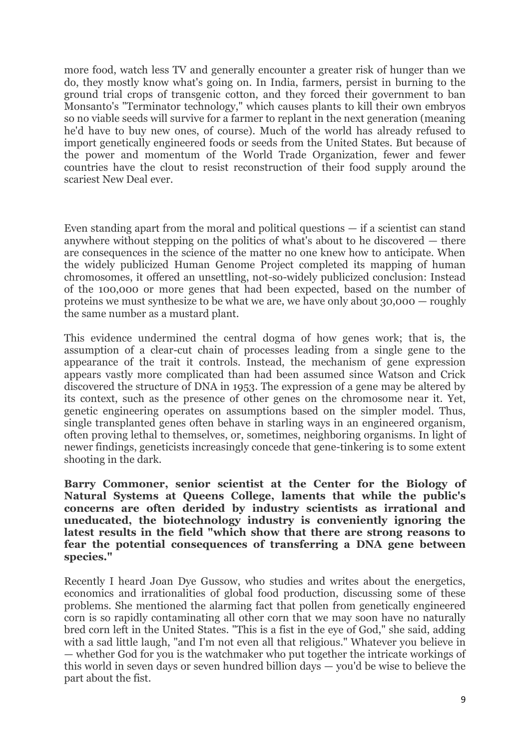more food, watch less TV and generally encounter a greater risk of hunger than we do, they mostly know what's going on. In India, farmers, persist in burning to the ground trial crops of transgenic cotton, and they forced their government to ban Monsanto's "Terminator technology," which causes plants to kill their own embryos so no viable seeds will survive for a farmer to replant in the next generation (meaning he'd have to buy new ones, of course). Much of the world has already refused to import genetically engineered foods or seeds from the United States. But because of the power and momentum of the World Trade Organization, fewer and fewer countries have the clout to resist reconstruction of their food supply around the scariest New Deal ever.

Even standing apart from the moral and political questions — if a scientist can stand anywhere without stepping on the politics of what's about to he discovered — there are consequences in the science of the matter no one knew how to anticipate. When the widely publicized Human Genome Project completed its mapping of human chromosomes, it offered an unsettling, not-so-widely publicized conclusion: Instead of the 100,000 or more genes that had been expected, based on the number of proteins we must synthesize to be what we are, we have only about 30,000 — roughly the same number as a mustard plant.

This evidence undermined the central dogma of how genes work; that is, the assumption of a clear-cut chain of processes leading from a single gene to the appearance of the trait it controls. Instead, the mechanism of gene expression appears vastly more complicated than had been assumed since Watson and Crick discovered the structure of DNA in 1953. The expression of a gene may be altered by its context, such as the presence of other genes on the chromosome near it. Yet, genetic engineering operates on assumptions based on the simpler model. Thus, single transplanted genes often behave in starling ways in an engineered organism, often proving lethal to themselves, or, sometimes, neighboring organisms. In light of newer findings, geneticists increasingly concede that gene-tinkering is to some extent shooting in the dark.

**Barry Commoner, senior scientist at the Center for the Biology of Natural Systems at Queens College, laments that while the public's concerns are often derided by industry scientists as irrational and uneducated, the biotechnology industry is conveniently ignoring the latest results in the field "which show that there are strong reasons to fear the potential consequences of transferring a DNA gene between species."**

Recently I heard Joan Dye Gussow, who studies and writes about the energetics, economics and irrationalities of global food production, discussing some of these problems. She mentioned the alarming fact that pollen from genetically engineered corn is so rapidly contaminating all other corn that we may soon have no naturally bred corn left in the United States. "This is a fist in the eye of God," she said, adding with a sad little laugh, "and I'm not even all that religious." Whatever you believe in — whether God for you is the watchmaker who put together the intricate workings of this world in seven days or seven hundred billion days — you'd be wise to believe the part about the fist.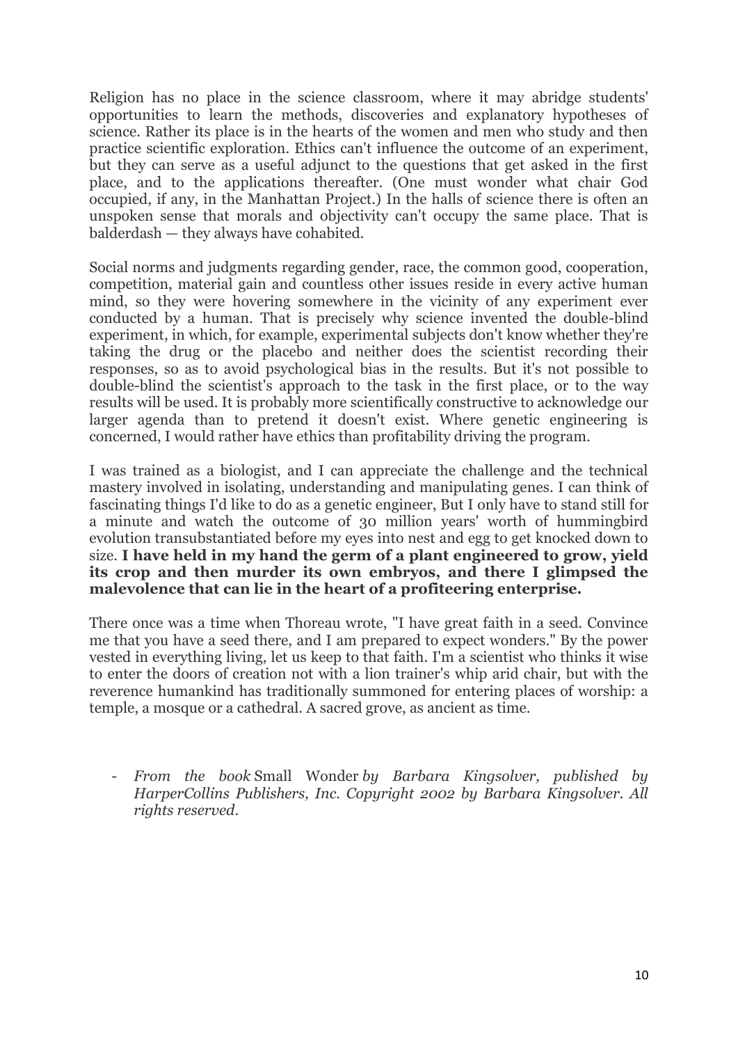Religion has no place in the science classroom, where it may abridge students' opportunities to learn the methods, discoveries and explanatory hypotheses of science. Rather its place is in the hearts of the women and men who study and then practice scientific exploration. Ethics can't influence the outcome of an experiment, but they can serve as a useful adjunct to the questions that get asked in the first place, and to the applications thereafter. (One must wonder what chair God occupied, if any, in the Manhattan Project.) In the halls of science there is often an unspoken sense that morals and objectivity can't occupy the same place. That is balderdash — they always have cohabited.

Social norms and judgments regarding gender, race, the common good, cooperation, competition, material gain and countless other issues reside in every active human mind, so they were hovering somewhere in the vicinity of any experiment ever conducted by a human. That is precisely why science invented the double-blind experiment, in which, for example, experimental subjects don't know whether they're taking the drug or the placebo and neither does the scientist recording their responses, so as to avoid psychological bias in the results. But it's not possible to double-blind the scientist's approach to the task in the first place, or to the way results will be used. It is probably more scientifically constructive to acknowledge our larger agenda than to pretend it doesn't exist. Where genetic engineering is concerned, I would rather have ethics than profitability driving the program.

I was trained as a biologist, and I can appreciate the challenge and the technical mastery involved in isolating, understanding and manipulating genes. I can think of fascinating things I'd like to do as a genetic engineer, But I only have to stand still for a minute and watch the outcome of 30 million years' worth of hummingbird evolution transubstantiated before my eyes into nest and egg to get knocked down to size. **I have held in my hand the germ of a plant engineered to grow, yield its crop and then murder its own embryos, and there I glimpsed the malevolence that can lie in the heart of a profiteering enterprise.**

There once was a time when Thoreau wrote, "I have great faith in a seed. Convince me that you have a seed there, and I am prepared to expect wonders." By the power vested in everything living, let us keep to that faith. I'm a scientist who thinks it wise to enter the doors of creation not with a lion trainer's whip arid chair, but with the reverence humankind has traditionally summoned for entering places of worship: a temple, a mosque or a cathedral. A sacred grove, as ancient as time.

- *From the book* Small Wonder *by Barbara Kingsolver, published by HarperCollins Publishers, Inc. Copyright 2002 by Barbara Kingsolver. All rights reserved.*